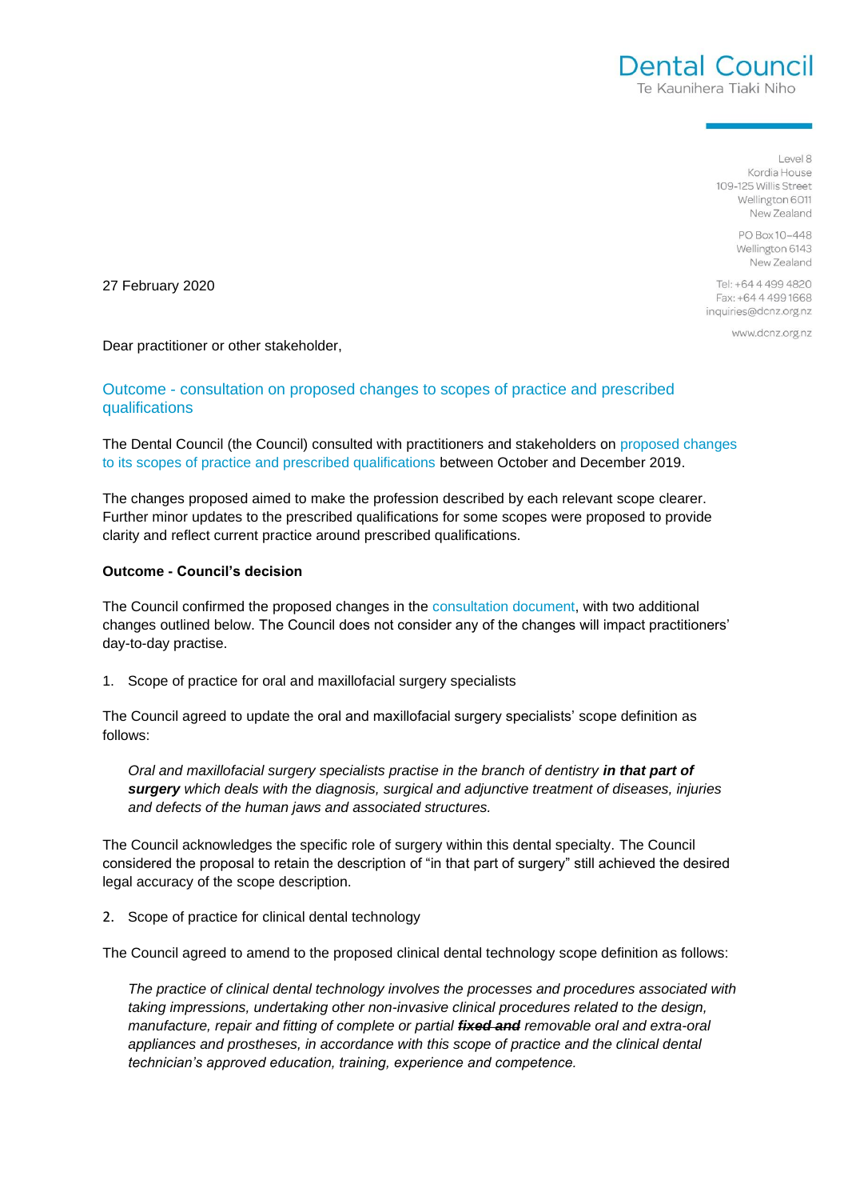# Dental Council
Te Kaunihera Tiaki Niho

Level 8
Kordia House
109-125 Willis Street
Wellington 6011
New Zealand

PO Box 10–448
Wellington 6143
New Zealand

Tel: +64 4 499 4820
Fax: +64 4 499 1668
inquiries@dcnz.org.nz

www.dcnz.org.nz

27 February 2020

Dear practitioner or other stakeholder,

## Outcome - consultation on proposed changes to scopes of practice and prescribed qualifications

The Dental Council (the Council) consulted with practitioners and stakeholders on proposed changes to its scopes of practice and prescribed qualifications between October and December 2019.

The changes proposed aimed to make the profession described by each relevant scope clearer. Further minor updates to the prescribed qualifications for some scopes were proposed to provide clarity and reflect current practice around prescribed qualifications.

**Outcome - Council's decision**

The Council confirmed the proposed changes in the consultation document, with two additional changes outlined below. The Council does not consider any of the changes will impact practitioners' day-to-day practise.

1. Scope of practice for oral and maxillofacial surgery specialists

The Council agreed to update the oral and maxillofacial surgery specialists' scope definition as follows:

> *Oral and maxillofacial surgery specialists practise in the branch of dentistry **in that part of surgery** which deals with the diagnosis, surgical and adjunctive treatment of diseases, injuries and defects of the human jaws and associated structures.*

The Council acknowledges the specific role of surgery within this dental specialty. The Council considered the proposal to retain the description of "in that part of surgery" still achieved the desired legal accuracy of the scope description.

2. Scope of practice for clinical dental technology

The Council agreed to amend to the proposed clinical dental technology scope definition as follows:

> *The practice of clinical dental technology involves the processes and procedures associated with taking impressions, undertaking other non-invasive clinical procedures related to the design, manufacture, repair and fitting of complete or partial ~~**fixed and**~~ removable oral and extra-oral appliances and prostheses, in accordance with this scope of practice and the clinical dental technician's approved education, training, experience and competence.*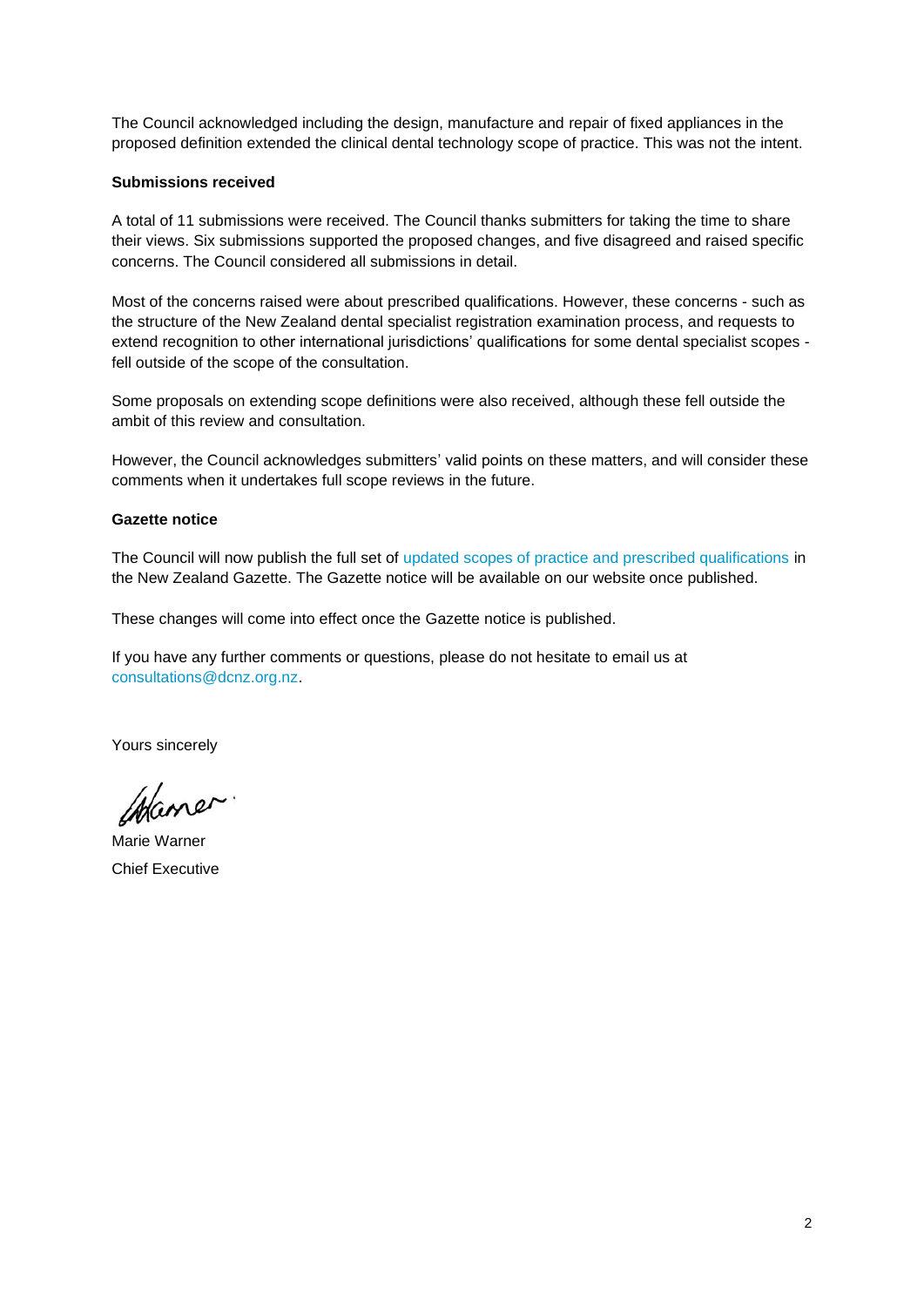The Council acknowledged including the design, manufacture and repair of fixed appliances in the proposed definition extended the clinical dental technology scope of practice. This was not the intent.

**Submissions received**

A total of 11 submissions were received. The Council thanks submitters for taking the time to share their views. Six submissions supported the proposed changes, and five disagreed and raised specific concerns. The Council considered all submissions in detail.

Most of the concerns raised were about prescribed qualifications. However, these concerns - such as the structure of the New Zealand dental specialist registration examination process, and requests to extend recognition to other international jurisdictions' qualifications for some dental specialist scopes - fell outside of the scope of the consultation.

Some proposals on extending scope definitions were also received, although these fell outside the ambit of this review and consultation.

However, the Council acknowledges submitters' valid points on these matters, and will consider these comments when it undertakes full scope reviews in the future.

**Gazette notice**

The Council will now publish the full set of updated scopes of practice and prescribed qualifications in the New Zealand Gazette. The Gazette notice will be available on our website once published.

These changes will come into effect once the Gazette notice is published.

If you have any further comments or questions, please do not hesitate to email us at consultations@dcnz.org.nz.

Yours sincerely

Marie Warner
Chief Executive